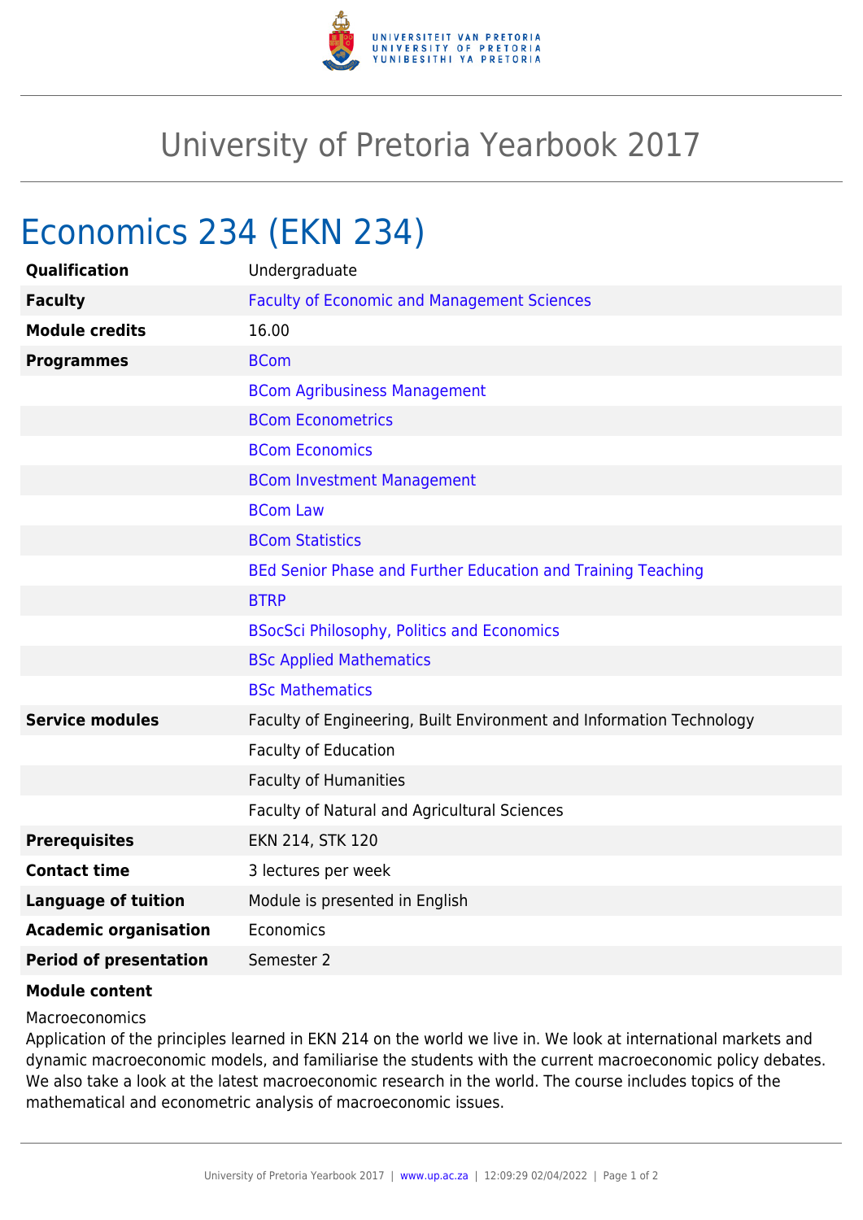# University of Pretoria Yearbook 2017

## Economics 234 (EKN 234)

| | |
|---|---|
| **Qualification** | Undergraduate |
| **Faculty** | Faculty of Economic and Management Sciences |
| **Module credits** | 16.00 |
| **Programmes** | BCom |
| | BCom Agribusiness Management |
| | BCom Econometrics |
| | BCom Economics |
| | BCom Investment Management |
| | BCom Law |
| | BCom Statistics |
| | BEd Senior Phase and Further Education and Training Teaching |
| | BTRP |
| | BSocSci Philosophy, Politics and Economics |
| | BSc Applied Mathematics |
| | BSc Mathematics |
| **Service modules** | Faculty of Engineering, Built Environment and Information Technology |
| | Faculty of Education |
| | Faculty of Humanities |
| | Faculty of Natural and Agricultural Sciences |
| **Prerequisites** | EKN 214, STK 120 |
| **Contact time** | 3 lectures per week |
| **Language of tuition** | Module is presented in English |
| **Academic organisation** | Economics |
| **Period of presentation** | Semester 2 |

**Module content**

Macroeconomics
Application of the principles learned in EKN 214 on the world we live in. We look at international markets and dynamic macroeconomic models, and familiarise the students with the current macroeconomic policy debates. We also take a look at the latest macroeconomic research in the world. The course includes topics of the mathematical and econometric analysis of macroeconomic issues.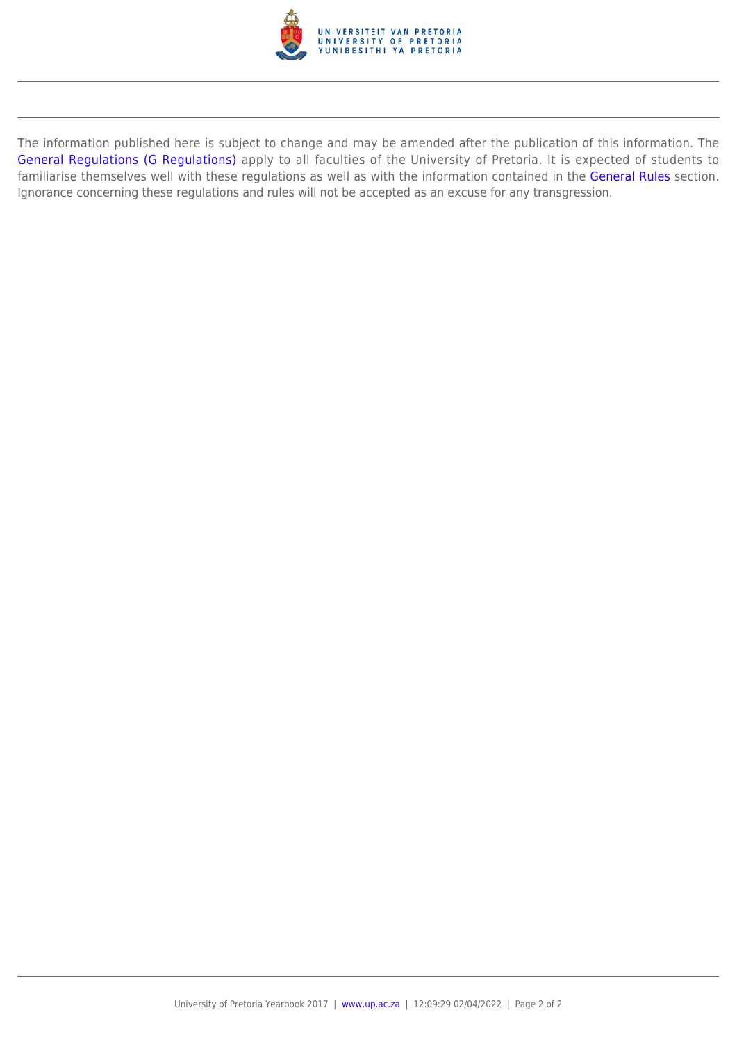The information published here is subject to change and may be amended after the publication of this information. The General Regulations (G Regulations) apply to all faculties of the University of Pretoria. It is expected of students to familiarise themselves well with these regulations as well as with the information contained in the General Rules section. Ignorance concerning these regulations and rules will not be accepted as an excuse for any transgression.